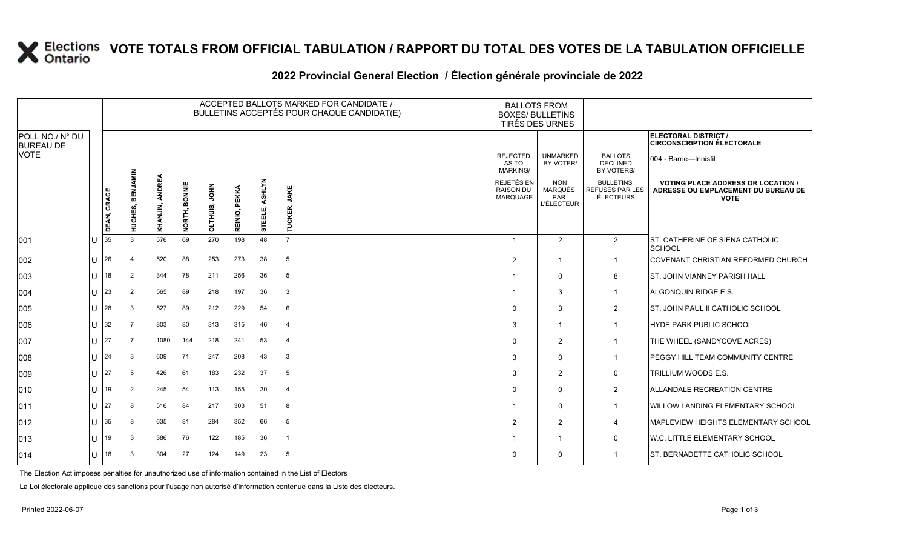# VOTE TOTALS FROM OFFICIAL TABULATION / RAPPORT DU TOTAL DES VOTES DE LA TABULATION OFFICIELLE

## 2022 Provincial General Election / Élection générale provinciale de 2022

ELECTORAL DISTRICT / CIRCONSCRIPTION ÉLECTORALE: 004 - Barrie—Innisfil

| POLL NO./ N° DU BUREAU DE VOTE | | ACCEPTED BALLOTS MARKED FOR CANDIDATE / BULLETINS ACCEPTÉS POUR CHAQUE CANDIDAT(E) | | | | | | | | BALLOTS FROM BOXES/ BULLETINS TIRÉS DES URNES | | | |
|---|---|---|---|---|---|---|---|---|---|---|---|---|---|
| | | DEAN, GRACE | HUGHES, BENJAMIN | KHANJIN, ANDREA | NORTH, BONNIE | OLTHUIS, JOHN | REINIO, PEKKA | STEELE, ASHLYN | TUCKER, JAKE | REJECTED AS TO MARKING/ REJETÉS EN RAISON DU MARQUAGE | UNMARKED BY VOTER/ NON MARQUÉS PAR L'ÉLECTEUR | BALLOTS DECLINED BY VOTERS/ BULLETINS REFUSÉS PAR LES ÉLECTEURS | VOTING PLACE ADDRESS OR LOCATION / ADRESSE OU EMPLACEMENT DU BUREAU DE VOTE |
| 001 | U | 35 | 3 | 576 | 69 | 270 | 198 | 48 | 7 | 1 | 2 | 2 | ST. CATHERINE OF SIENA CATHOLIC SCHOOL |
| 002 | U | 26 | 4 | 520 | 88 | 253 | 273 | 38 | 5 | 2 | 1 | 1 | COVENANT CHRISTIAN REFORMED CHURCH |
| 003 | U | 18 | 2 | 344 | 78 | 211 | 256 | 36 | 5 | 1 | 0 | 8 | ST. JOHN VIANNEY PARISH HALL |
| 004 | U | 23 | 2 | 565 | 89 | 218 | 197 | 36 | 3 | 1 | 3 | 1 | ALGONQUIN RIDGE E.S. |
| 005 | U | 28 | 3 | 527 | 89 | 212 | 229 | 54 | 6 | 0 | 3 | 2 | ST. JOHN PAUL II CATHOLIC SCHOOL |
| 006 | U | 32 | 7 | 803 | 80 | 313 | 315 | 46 | 4 | 3 | 1 | 1 | HYDE PARK PUBLIC SCHOOL |
| 007 | U | 27 | 7 | 1080 | 144 | 218 | 241 | 53 | 4 | 0 | 2 | 1 | THE WHEEL (SANDYCOVE ACRES) |
| 008 | U | 24 | 3 | 609 | 71 | 247 | 208 | 43 | 3 | 3 | 0 | 1 | PEGGY HILL TEAM COMMUNITY CENTRE |
| 009 | U | 27 | 5 | 426 | 61 | 183 | 232 | 37 | 5 | 3 | 2 | 0 | TRILLIUM WOODS E.S. |
| 010 | U | 19 | 2 | 245 | 54 | 113 | 155 | 30 | 4 | 0 | 0 | 2 | ALLANDALE RECREATION CENTRE |
| 011 | U | 27 | 8 | 516 | 84 | 217 | 303 | 51 | 8 | 1 | 0 | 1 | WILLOW LANDING ELEMENTARY SCHOOL |
| 012 | U | 35 | 8 | 635 | 81 | 284 | 352 | 66 | 5 | 2 | 2 | 4 | MAPLEVIEW HEIGHTS ELEMENTARY SCHOOL |
| 013 | U | 19 | 3 | 386 | 76 | 122 | 185 | 36 | 1 | 1 | 1 | 0 | W.C. LITTLE ELEMENTARY SCHOOL |
| 014 | U | 18 | 3 | 304 | 27 | 124 | 149 | 23 | 5 | 0 | 0 | 1 | ST. BERNADETTE CATHOLIC SCHOOL |

The Election Act imposes penalties for unauthorized use of information contained in the List of Electors

La Loi électorale applique des sanctions pour l'usage non autorisé d'information contenue dans la Liste des électeurs.

Printed 2022-06-07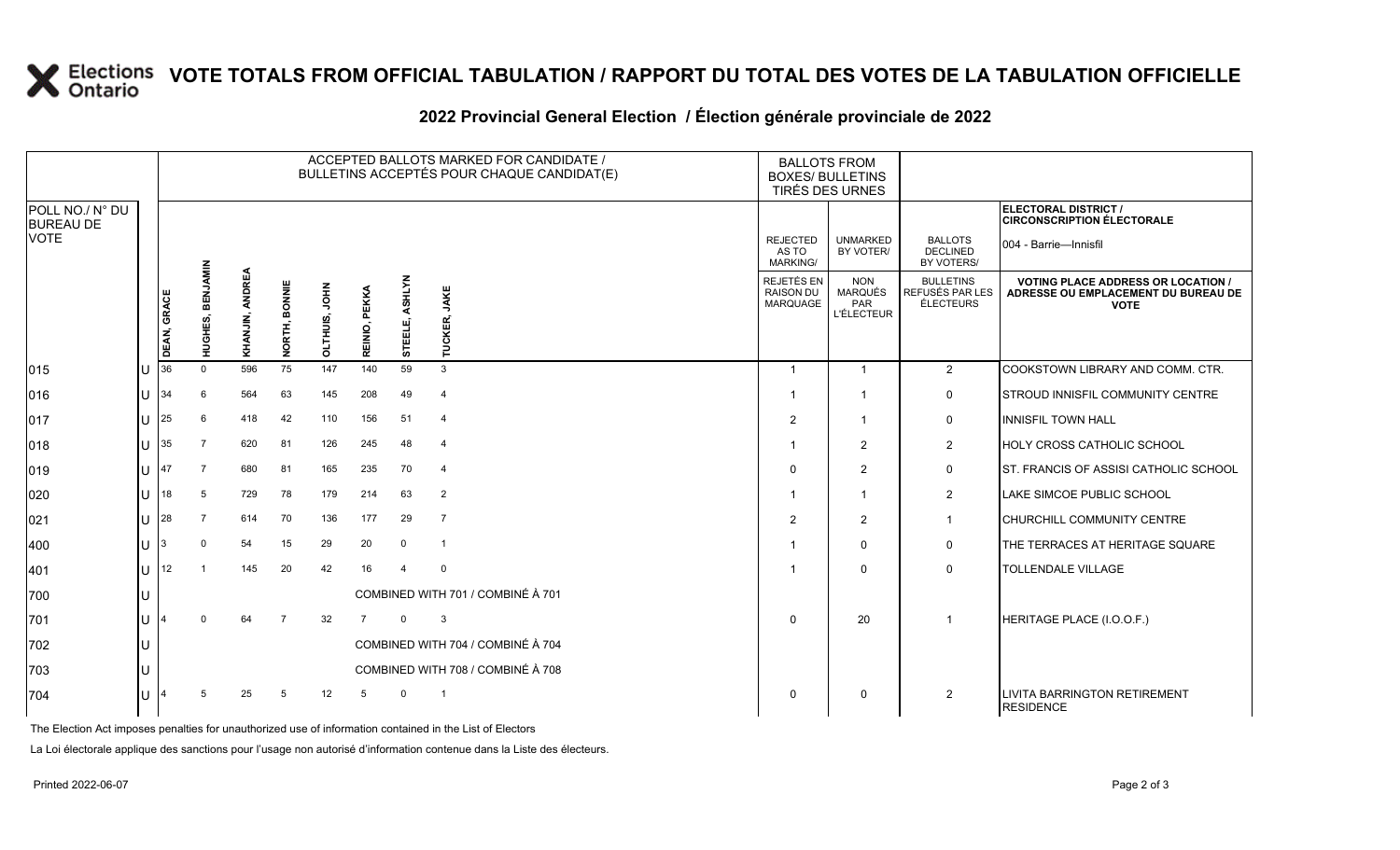# VOTE TOTALS FROM OFFICIAL TABULATION / RAPPORT DU TOTAL DES VOTES DE LA TABULATION OFFICIELLE

## 2022 Provincial General Election / Élection générale provinciale de 2022

ELECTORAL DISTRICT / CIRCONSCRIPTION ÉLECTORALE: 004 - Barrie—Innisfil

| POLL NO./ N° DU BUREAU DE VOTE | | ACCEPTED BALLOTS MARKED FOR CANDIDATE / BULLETINS ACCEPTÉS POUR CHAQUE CANDIDAT(E) | | | | | | | | BALLOTS FROM BOXES/ BULLETINS TIRÉS DES URNES | | | |
|---|---|---|---|---|---|---|---|---|---|---|---|---|---|
| | | DEAN, GRACE | HUGHES, BENJAMIN | KHANJIN, ANDREA | NORTH, BONNIE | OLTHUIS, JOHN | REINIO, PEKKA | STEELE, ASHLYN | TUCKER, JAKE | REJECTED AS TO MARKING/ REJETÉS EN RAISON DU MARQUAGE | UNMARKED BY VOTER/ NON MARQUÉS PAR L'ÉLECTEUR | BALLOTS DECLINED BY VOTERS/ BULLETINS REFUSÉS PAR LES ÉLECTEURS | VOTING PLACE ADDRESS OR LOCATION / ADRESSE OU EMPLACEMENT DU BUREAU DE VOTE |
| 015 | U | 36 | 0 | 596 | 75 | 147 | 140 | 59 | 3 | 1 | 1 | 2 | COOKSTOWN LIBRARY AND COMM. CTR. |
| 016 | U | 34 | 6 | 564 | 63 | 145 | 208 | 49 | 4 | 1 | 1 | 0 | STROUD INNISFIL COMMUNITY CENTRE |
| 017 | U | 25 | 6 | 418 | 42 | 110 | 156 | 51 | 4 | 2 | 1 | 0 | INNISFIL TOWN HALL |
| 018 | U | 35 | 7 | 620 | 81 | 126 | 245 | 48 | 4 | 1 | 2 | 2 | HOLY CROSS CATHOLIC SCHOOL |
| 019 | U | 47 | 7 | 680 | 81 | 165 | 235 | 70 | 4 | 0 | 2 | 0 | ST. FRANCIS OF ASSISI CATHOLIC SCHOOL |
| 020 | U | 18 | 5 | 729 | 78 | 179 | 214 | 63 | 2 | 1 | 1 | 2 | LAKE SIMCOE PUBLIC SCHOOL |
| 021 | U | 28 | 7 | 614 | 70 | 136 | 177 | 29 | 7 | 2 | 2 | 1 | CHURCHILL COMMUNITY CENTRE |
| 400 | U | 3 | 0 | 54 | 15 | 29 | 20 | 0 | 1 | 1 | 0 | 0 | THE TERRACES AT HERITAGE SQUARE |
| 401 | U | 12 | 1 | 145 | 20 | 42 | 16 | 4 | 0 | 1 | 0 | 0 | TOLLENDALE VILLAGE |
| 700 | U | COMBINED WITH 701 / COMBINÉ À 701 | | | | | | | | | | | |
| 701 | U | 4 | 0 | 64 | 7 | 32 | 7 | 0 | 3 | 0 | 20 | 1 | HERITAGE PLACE (I.O.O.F.) |
| 702 | U | COMBINED WITH 704 / COMBINÉ À 704 | | | | | | | | | | | |
| 703 | U | COMBINED WITH 708 / COMBINÉ À 708 | | | | | | | | | | | |
| 704 | U | 4 | 5 | 25 | 5 | 12 | 5 | 0 | 1 | 0 | 0 | 2 | LIVITA BARRINGTON RETIREMENT RESIDENCE |

The Election Act imposes penalties for unauthorized use of information contained in the List of Electors

La Loi électorale applique des sanctions pour l'usage non autorisé d'information contenue dans la Liste des électeurs.

Printed 2022-06-07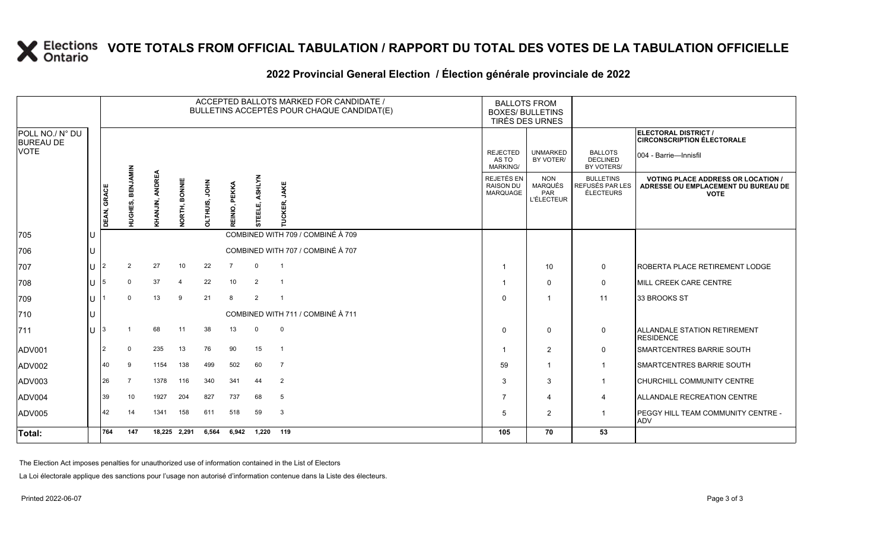# VOTE TOTALS FROM OFFICIAL TABULATION / RAPPORT DU TOTAL DES VOTES DE LA TABULATION OFFICIELLE

## 2022 Provincial General Election / Élection générale provinciale de 2022

| POLL NO./ N° DU BUREAU DE VOTE | | DEAN, GRACE | HUGHES, BENJAMIN | KHANJIN, ANDREA | NORTH, BONNIE | OLTHUIS, JOHN | REINIO, PEKKA | STEELE, ASHLYN | TUCKER, JAKE | REJECTED AS TO MARKING/ REJETÉS EN RAISON DU MARQUAGE | UNMARKED BY VOTER/ NON MARQUÉS PAR L'ÉLECTEUR | BALLOTS DECLINED BY VOTERS/ BULLETINS REFUSÉS PAR LES ÉLECTEURS | ELECTORAL DISTRICT / CIRCONSCRIPTION ÉLECTORALE: 004 - Barrie—Innisfil — VOTING PLACE ADDRESS OR LOCATION / ADRESSE OU EMPLACEMENT DU BUREAU DE VOTE |
|---|---|---|---|---|---|---|---|---|---|---|---|---|---|
| 705 | U | COMBINED WITH 709 / COMBINÉ À 709 | | | | | | | | | | | |
| 706 | U | COMBINED WITH 707 / COMBINÉ À 707 | | | | | | | | | | | |
| 707 | U | 2 | 2 | 27 | 10 | 22 | 7 | 0 | 1 | 1 | 10 | 0 | ROBERTA PLACE RETIREMENT LODGE |
| 708 | U | 5 | 0 | 37 | 4 | 22 | 10 | 2 | 1 | 1 | 0 | 0 | MILL CREEK CARE CENTRE |
| 709 | U | 1 | 0 | 13 | 9 | 21 | 8 | 2 | 1 | 0 | 1 | 11 | 33 BROOKS ST |
| 710 | U | COMBINED WITH 711 / COMBINÉ À 711 | | | | | | | | | | | |
| 711 | U | 3 | 1 | 68 | 11 | 38 | 13 | 0 | 0 | 0 | 0 | 0 | ALLANDALE STATION RETIREMENT RESIDENCE |
| ADV001 | | 2 | 0 | 235 | 13 | 76 | 90 | 15 | 1 | 1 | 2 | 0 | SMARTCENTRES BARRIE SOUTH |
| ADV002 | | 40 | 9 | 1154 | 138 | 499 | 502 | 60 | 7 | 59 | 1 | 1 | SMARTCENTRES BARRIE SOUTH |
| ADV003 | | 26 | 7 | 1378 | 116 | 340 | 341 | 44 | 2 | 3 | 3 | 1 | CHURCHILL COMMUNITY CENTRE |
| ADV004 | | 39 | 10 | 1927 | 204 | 827 | 737 | 68 | 5 | 7 | 4 | 4 | ALLANDALE RECREATION CENTRE |
| ADV005 | | 42 | 14 | 1341 | 158 | 611 | 518 | 59 | 3 | 5 | 2 | 1 | PEGGY HILL TEAM COMMUNITY CENTRE - ADV |
| **Total:** | | **764** | **147** | **18,225** | **2,291** | **6,564** | **6,942** | **1,220** | **119** | **105** | **70** | **53** | |

The Election Act imposes penalties for unauthorized use of information contained in the List of Electors

La Loi électorale applique des sanctions pour l'usage non autorisé d'information contenue dans la Liste des électeurs.

Printed 2022-06-07